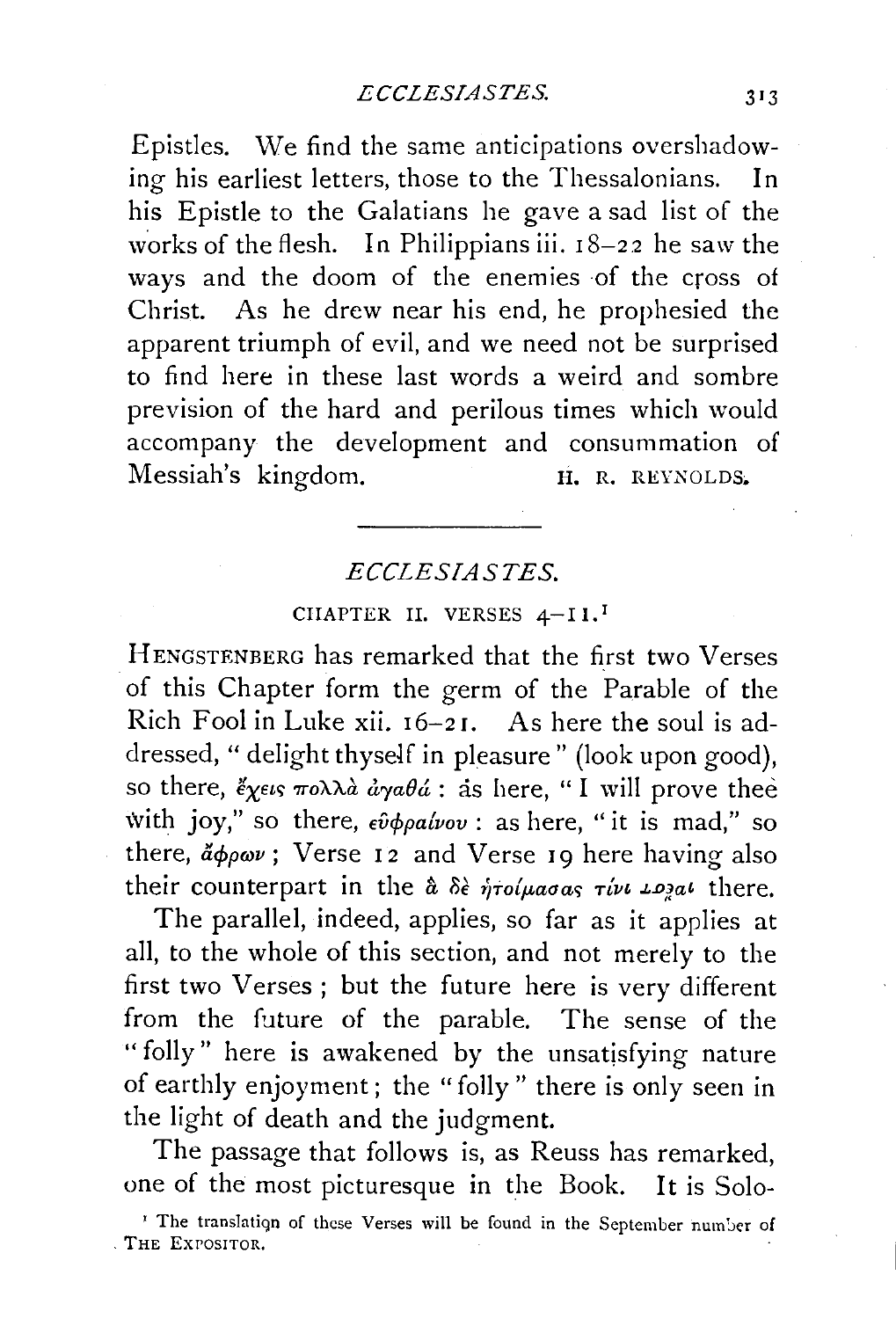Epistles. We find the same anticipations overshadowing his earliest letters, those to the Thessalonians. In his Epistle to the Galatians he gave a sad list of the works of the flesh. In Philippians iii. 18–22 he saw the ways and the doom of the enemies of the cross of Christ. As he drew near his end, he prophesied the apparent triumph of evil, and we need not be surprised to find here in these last words a weird and sombre prevision of the hard and perilous times which would accompany the development and consummation of Messiah's kingdom.

H. R. REYNOLDS.

---

## *ECCLESIASTES.*

### CHAPTER II. VERSES 4–11.[1]

HENGSTENBERG has remarked that the first two Verses of this Chapter form the germ of the Parable of the Rich Fool in Luke xii. 16–21. As here the soul is addressed, "delight thyself in pleasure" (look upon good), so there, ἔχεις πολλὰ ἀγαθά: as here, "I will prove thee with joy," so there, εὐφραίνου: as here, "it is mad," so there, ἄφρων; Verse 12 and Verse 19 here having also their counterpart in the ἃ δὲ ἡτοίμασας τίνι ἔσται there.

The parallel, indeed, applies, so far as it applies at all, to the whole of this section, and not merely to the first two Verses; but the future here is very different from the future of the parable. The sense of the "folly" here is awakened by the unsatisfying nature of earthly enjoyment; the "folly" there is only seen in the light of death and the judgment.

The passage that follows is, as Reuss has remarked, one of the most picturesque in the Book. It is Solo-

[1] The translation of these Verses will be found in the September number of THE EXPOSITOR.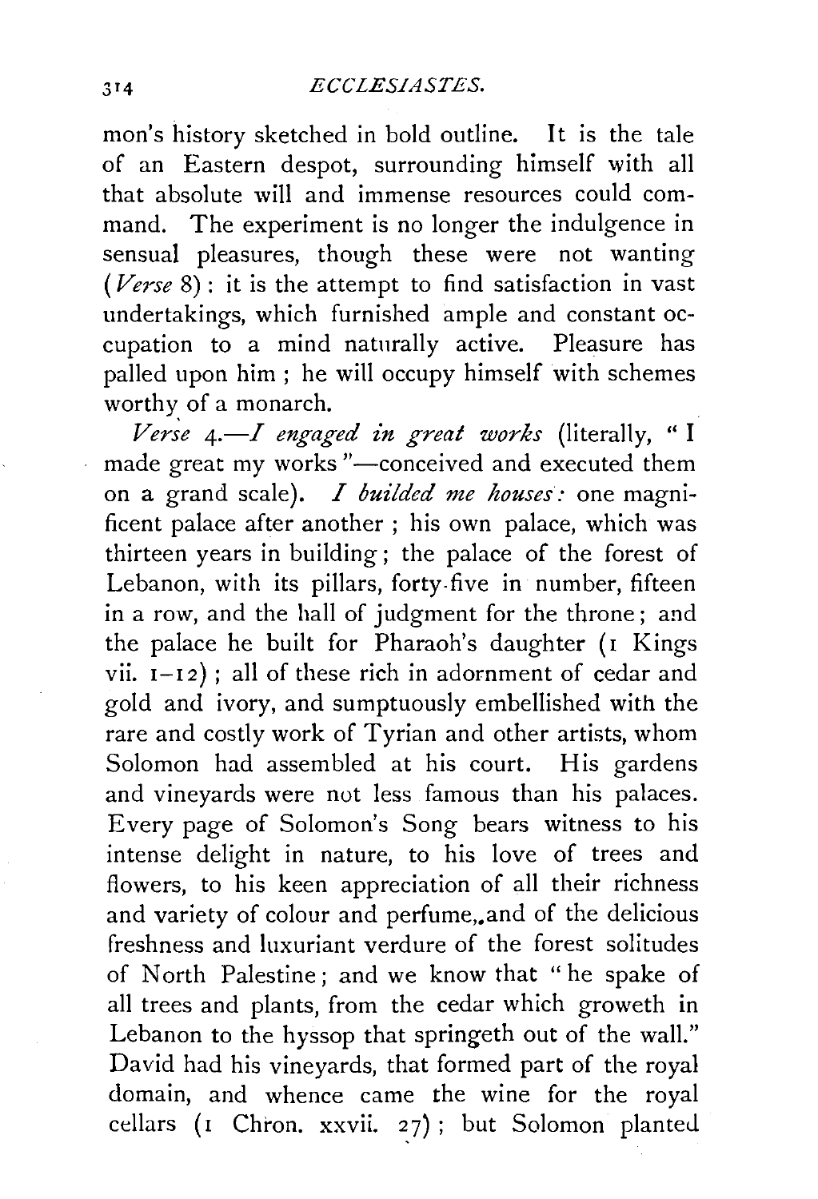mon's history sketched in bold outline. It is the tale of an Eastern despot, surrounding himself with all that absolute will and immense resources could command. The experiment is no longer the indulgence in sensual pleasures, though these were not wanting (*Verse* 8): it is the attempt to find satisfaction in vast undertakings, which furnished ample and constant occupation to a mind naturally active. Pleasure has palled upon him; he will occupy himself with schemes worthy of a monarch.

*Verse* 4.—*I engaged in great works* (literally, "I made great my works"—conceived and executed them on a grand scale). *I builded me houses:* one magnificent palace after another; his own palace, which was thirteen years in building; the palace of the forest of Lebanon, with its pillars, forty-five in number, fifteen in a row, and the hall of judgment for the throne; and the palace he built for Pharaoh's daughter (1 Kings vii. 1–12); all of these rich in adornment of cedar and gold and ivory, and sumptuously embellished with the rare and costly work of Tyrian and other artists, whom Solomon had assembled at his court. His gardens and vineyards were not less famous than his palaces. Every page of Solomon's Song bears witness to his intense delight in nature, to his love of trees and flowers, to his keen appreciation of all their richness and variety of colour and perfume, and of the delicious freshness and luxuriant verdure of the forest solitudes of North Palestine; and we know that "he spake of all trees and plants, from the cedar which groweth in Lebanon to the hyssop that springeth out of the wall." David had his vineyards, that formed part of the royal domain, and whence came the wine for the royal cellars (1 Chron. xxvii. 27); but Solomon planted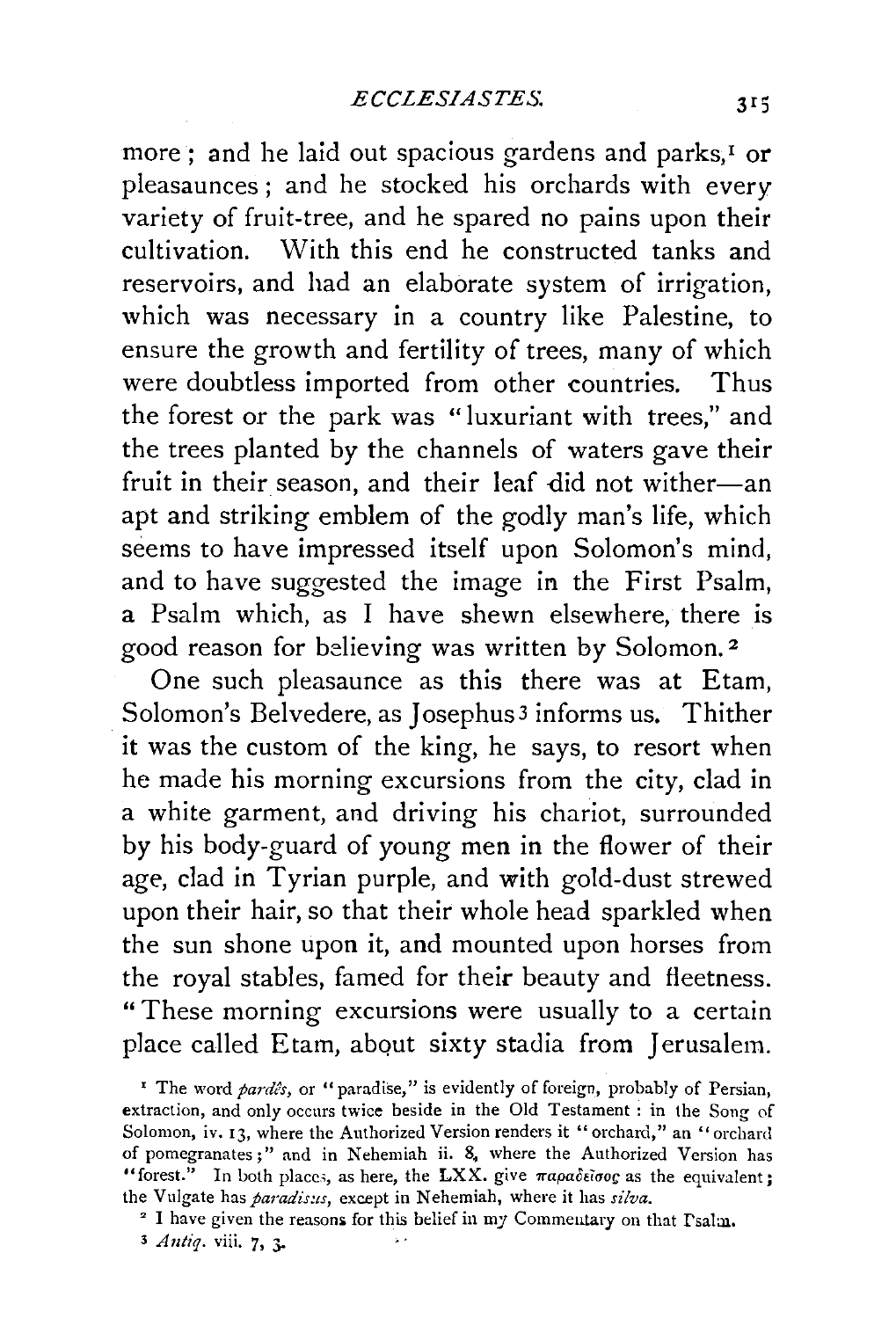more; and he laid out spacious gardens and parks,[1] or pleasaunces; and he stocked his orchards with every variety of fruit-tree, and he spared no pains upon their cultivation. With this end he constructed tanks and reservoirs, and had an elaborate system of irrigation, which was necessary in a country like Palestine, to ensure the growth and fertility of trees, many of which were doubtless imported from other countries. Thus the forest or the park was "luxuriant with trees," and the trees planted by the channels of waters gave their fruit in their season, and their leaf did not wither—an apt and striking emblem of the godly man's life, which seems to have impressed itself upon Solomon's mind, and to have suggested the image in the First Psalm, a Psalm which, as I have shewn elsewhere, there is good reason for believing was written by Solomon.[2]

One such pleasaunce as this there was at Etam, Solomon's Belvedere, as Josephus[3] informs us. Thither it was the custom of the king, he says, to resort when he made his morning excursions from the city, clad in a white garment, and driving his chariot, surrounded by his body-guard of young men in the flower of their age, clad in Tyrian purple, and with gold-dust strewed upon their hair, so that their whole head sparkled when the sun shone upon it, and mounted upon horses from the royal stables, famed for their beauty and fleetness. "These morning excursions were usually to a certain place called Etam, about sixty stadia from Jerusalem.

[1] The word *pardês*, or "paradise," is evidently of foreign, probably of Persian, extraction, and only occurs twice beside in the Old Testament: in the Song of Solomon, iv. 13, where the Authorized Version renders it "orchard," an "orchard of pomegranates;" and in Nehemiah ii. 8, where the Authorized Version has "forest." In both places, as here, the LXX. give παράδεισος as the equivalent; the Vulgate has *paradisus*, except in Nehemiah, where it has *silva*.

[2] I have given the reasons for this belief in my Commentary on that Psalm.

[3] *Antiq.* viii. 7, 3.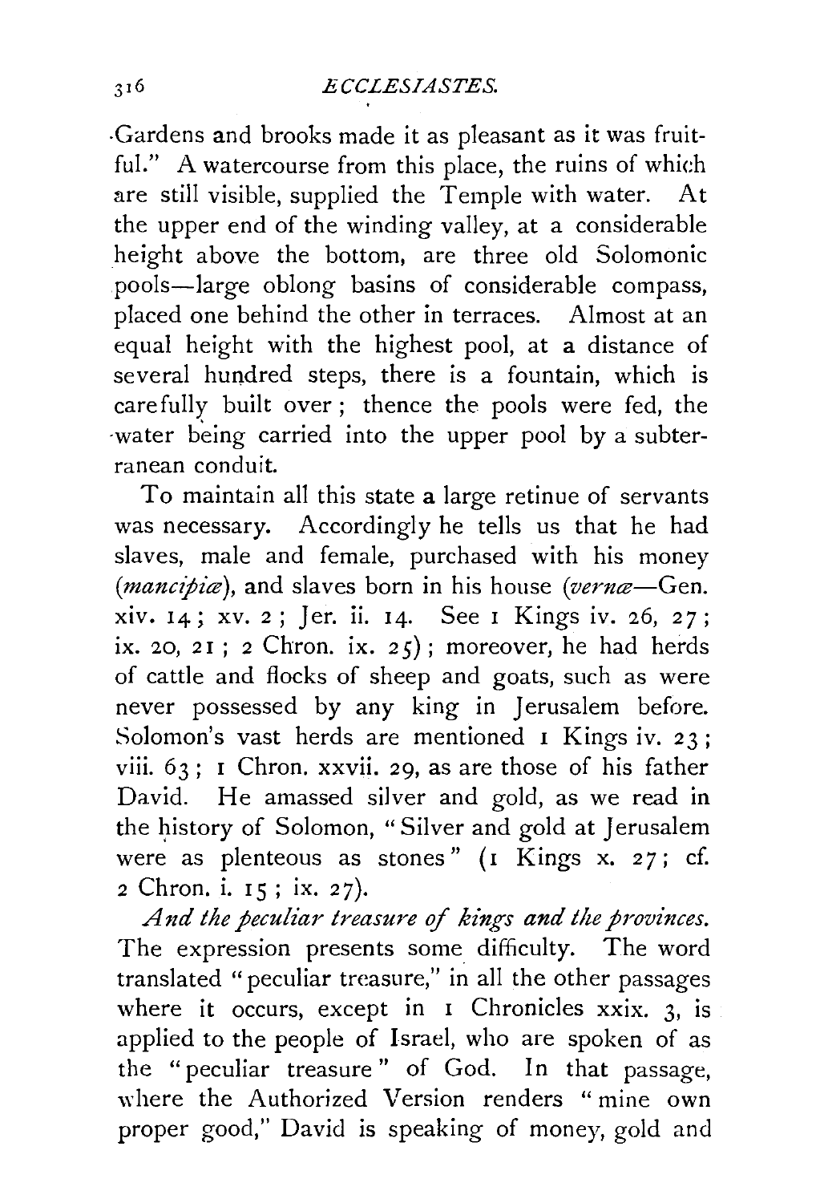Gardens and brooks made it as pleasant as it was fruitful." A watercourse from this place, the ruins of which are still visible, supplied the Temple with water. At the upper end of the winding valley, at a considerable height above the bottom, are three old Solomonic pools—large oblong basins of considerable compass, placed one behind the other in terraces. Almost at an equal height with the highest pool, at a distance of several hundred steps, there is a fountain, which is carefully built over; thence the pools were fed, the water being carried into the upper pool by a subterranean conduit.

To maintain all this state a large retinue of servants was necessary. Accordingly he tells us that he had slaves, male and female, purchased with his money (*mancipiæ*), and slaves born in his house (*vernæ*—Gen. xiv. 14; xv. 2; Jer. ii. 14. See 1 Kings iv. 26, 27; ix. 20, 21; 2 Chron. ix. 25); moreover, he had herds of cattle and flocks of sheep and goats, such as were never possessed by any king in Jerusalem before. Solomon's vast herds are mentioned 1 Kings iv. 23; viii. 63; 1 Chron. xxvii. 29, as are those of his father David. He amassed silver and gold, as we read in the history of Solomon, "Silver and gold at Jerusalem were as plenteous as stones" (1 Kings x. 27; cf. 2 Chron. i. 15; ix. 27).

*And the peculiar treasure of kings and the provinces.* The expression presents some difficulty. The word translated "peculiar treasure," in all the other passages where it occurs, except in 1 Chronicles xxix. 3, is applied to the people of Israel, who are spoken of as the "peculiar treasure" of God. In that passage, where the Authorized Version renders "mine own proper good," David is speaking of money, gold and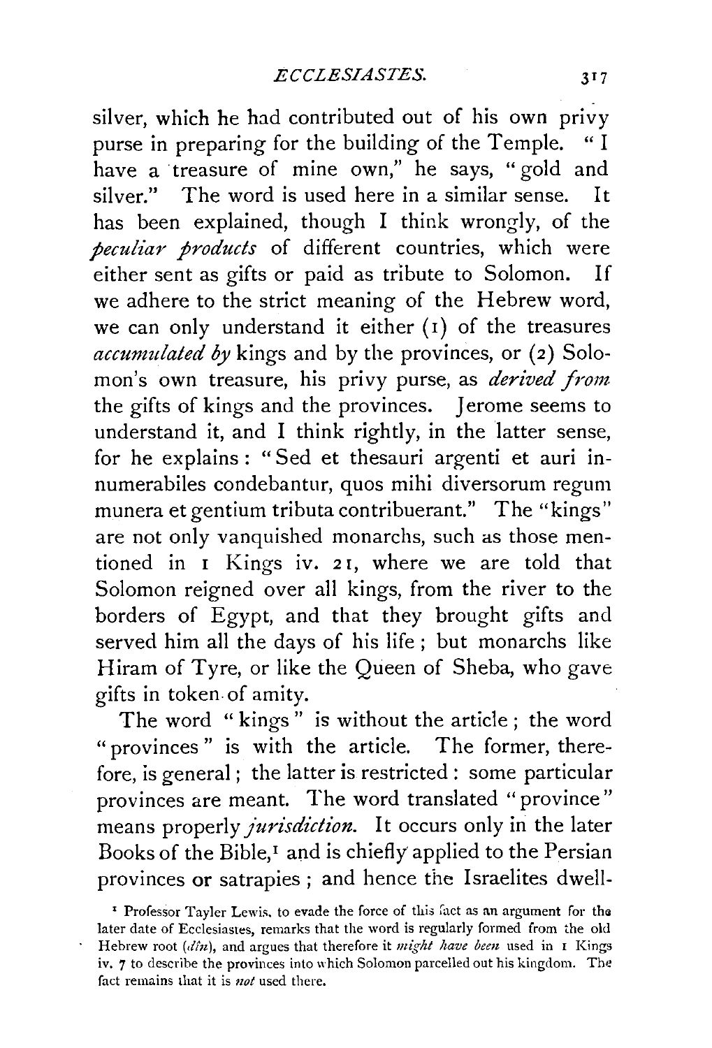silver, which he had contributed out of his own privy purse in preparing for the building of the Temple. "I have a treasure of mine own," he says, "gold and silver." The word is used here in a similar sense. It has been explained, though I think wrongly, of the *peculiar products* of different countries, which were either sent as gifts or paid as tribute to Solomon. If we adhere to the strict meaning of the Hebrew word, we can only understand it either (1) of the treasures *accumulated by* kings and by the provinces, or (2) Solomon's own treasure, his privy purse, as *derived from* the gifts of kings and the provinces. Jerome seems to understand it, and I think rightly, in the latter sense, for he explains: "Sed et thesauri argenti et auri innumerabiles condebantur, quos mihi diversorum regum munera et gentium tributa contribuerant." The "kings" are not only vanquished monarchs, such as those mentioned in 1 Kings iv. 21, where we are told that Solomon reigned over all kings, from the river to the borders of Egypt, and that they brought gifts and served him all the days of his life; but monarchs like Hiram of Tyre, or like the Queen of Sheba, who gave gifts in token of amity.

The word "kings" is without the article; the word "provinces" is with the article. The former, therefore, is general; the latter is restricted: some particular provinces are meant. The word translated "province" means properly *jurisdiction*. It occurs only in the later Books of the Bible,[1] and is chiefly applied to the Persian provinces or satrapies; and hence the Israelites dwell-

[1] Professor Tayler Lewis, to evade the force of this fact as an argument for the later date of Ecclesiastes, remarks that the word is regularly formed from the old Hebrew root (*dîn*), and argues that therefore it *might have been* used in 1 Kings iv. 7 to describe the provinces into which Solomon parcelled out his kingdom. The fact remains that it is *not* used there.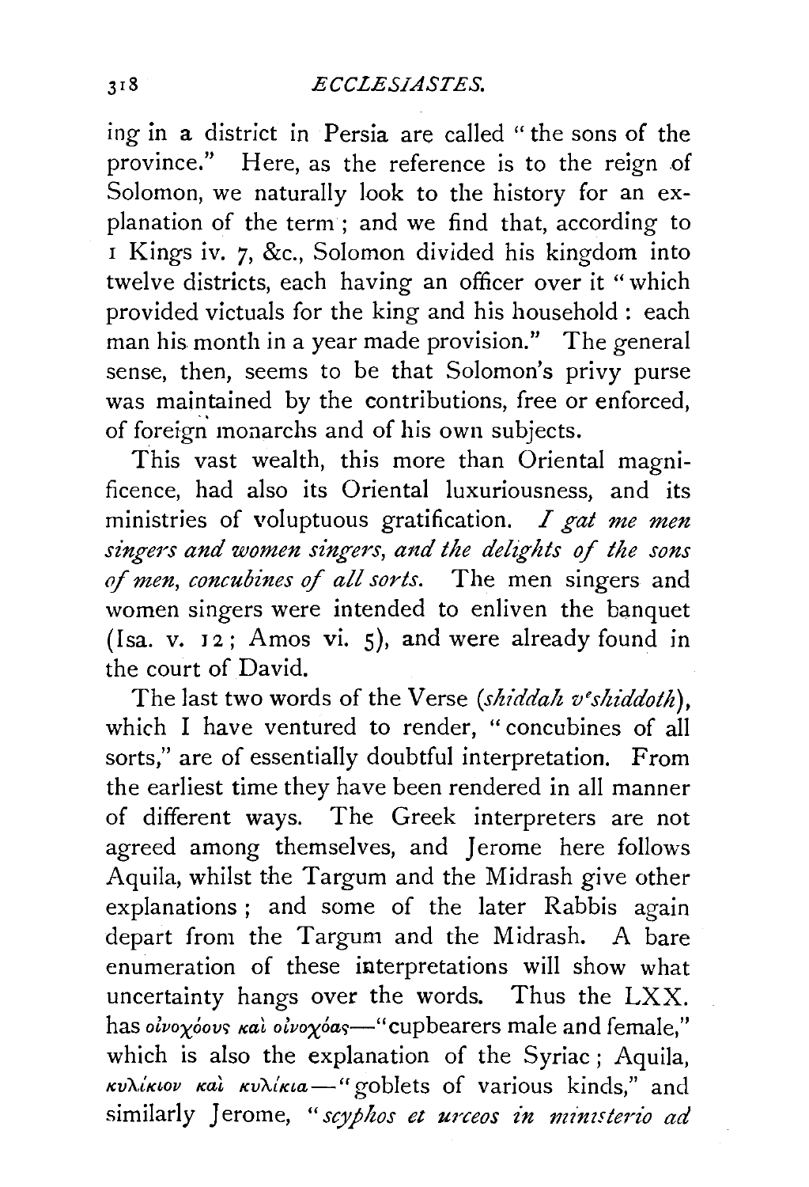ing in a district in Persia are called "the sons of the province." Here, as the reference is to the reign of Solomon, we naturally look to the history for an explanation of the term; and we find that, according to 1 Kings iv. 7, &c., Solomon divided his kingdom into twelve districts, each having an officer over it "which provided victuals for the king and his household: each man his month in a year made provision." The general sense, then, seems to be that Solomon's privy purse was maintained by the contributions, free or enforced, of foreign monarchs and of his own subjects.

This vast wealth, this more than Oriental magnificence, had also its Oriental luxuriousness, and its ministries of voluptuous gratification. *I gat me men singers and women singers, and the delights of the sons of men, concubines of all sorts.* The men singers and women singers were intended to enliven the banquet (Isa. v. 12; Amos vi. 5), and were already found in the court of David.

The last two words of the Verse (*shiddah v'shiddoth*), which I have ventured to render, "concubines of all sorts," are of essentially doubtful interpretation. From the earliest time they have been rendered in all manner of different ways. The Greek interpreters are not agreed among themselves, and Jerome here follows Aquila, whilst the Targum and the Midrash give other explanations; and some of the later Rabbis again depart from the Targum and the Midrash. A bare enumeration of these interpretations will show what uncertainty hangs over the words. Thus the LXX. has *οἰνοχόους καὶ οἰνοχόας*—"cupbearers male and female," which is also the explanation of the Syriac; Aquila, *κυλίκιον καὶ κυλίκια*—"goblets of various kinds," and similarly Jerome, "*scyphos et urceos in ministerio ad*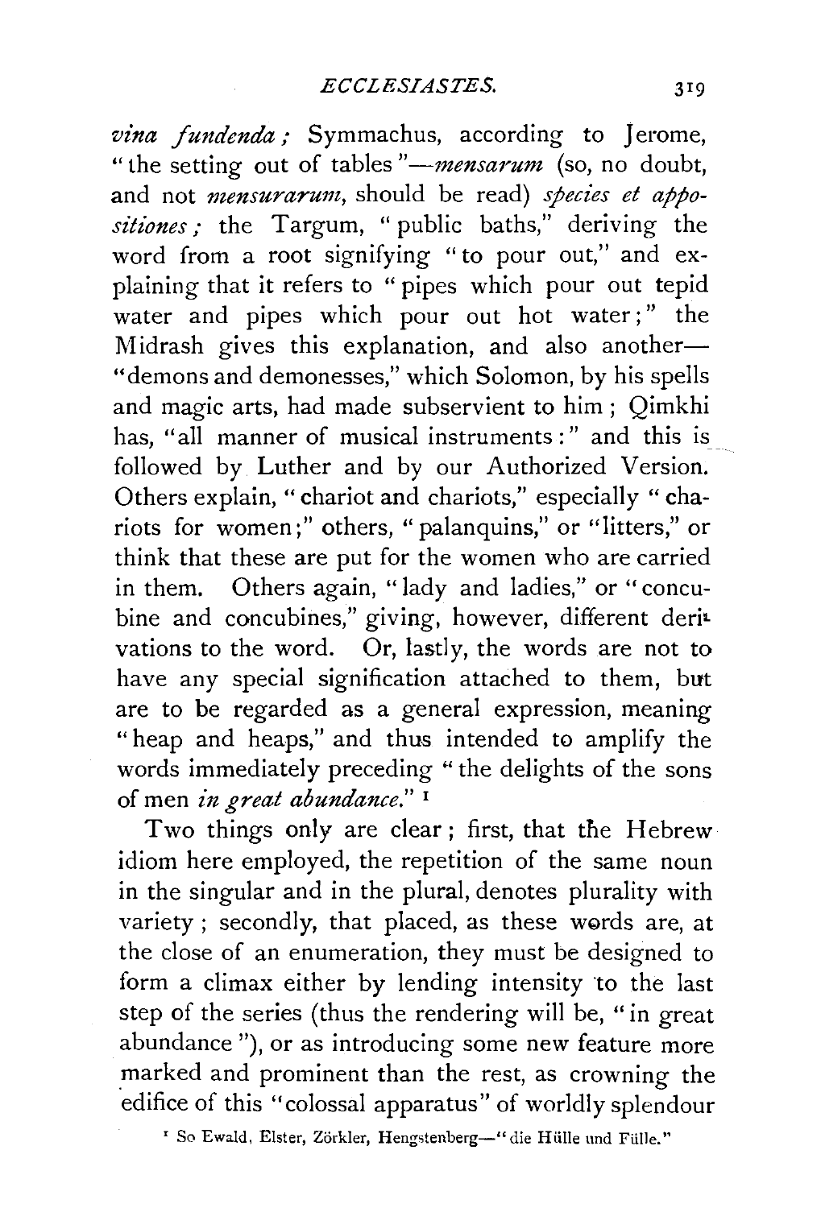*vina fundenda;* Symmachus, according to Jerome, "the setting out of tables"—*mensarum* (so, no doubt, and not *mensurarum*, should be read) *species et appositiones;* the Targum, "public baths," deriving the word from a root signifying "to pour out," and explaining that it refers to "pipes which pour out tepid water and pipes which pour out hot water;" the Midrash gives this explanation, and also another—"demons and demonesses," which Solomon, by his spells and magic arts, had made subservient to him; Qimkhi has, "all manner of musical instruments:" and this is followed by Luther and by our Authorized Version. Others explain, "chariot and chariots," especially "chariots for women;" others, "palanquins," or "litters," or think that these are put for the women who are carried in them. Others again, "lady and ladies," or "concubine and concubines," giving, however, different derivations to the word. Or, lastly, the words are not to have any special signification attached to them, but are to be regarded as a general expression, meaning "heap and heaps," and thus intended to amplify the words immediately preceding "the delights of the sons of men *in great abundance*." [1]

Two things only are clear; first, that the Hebrew idiom here employed, the repetition of the same noun in the singular and in the plural, denotes plurality with variety; secondly, that placed, as these words are, at the close of an enumeration, they must be designed to form a climax either by lending intensity to the last step of the series (thus the rendering will be, "in great abundance"), or as introducing some new feature more marked and prominent than the rest, as crowning the edifice of this "colossal apparatus" of worldly splendour

[1] So Ewald, Elster, Zörkler, Hengstenberg—"die Hülle und Fülle."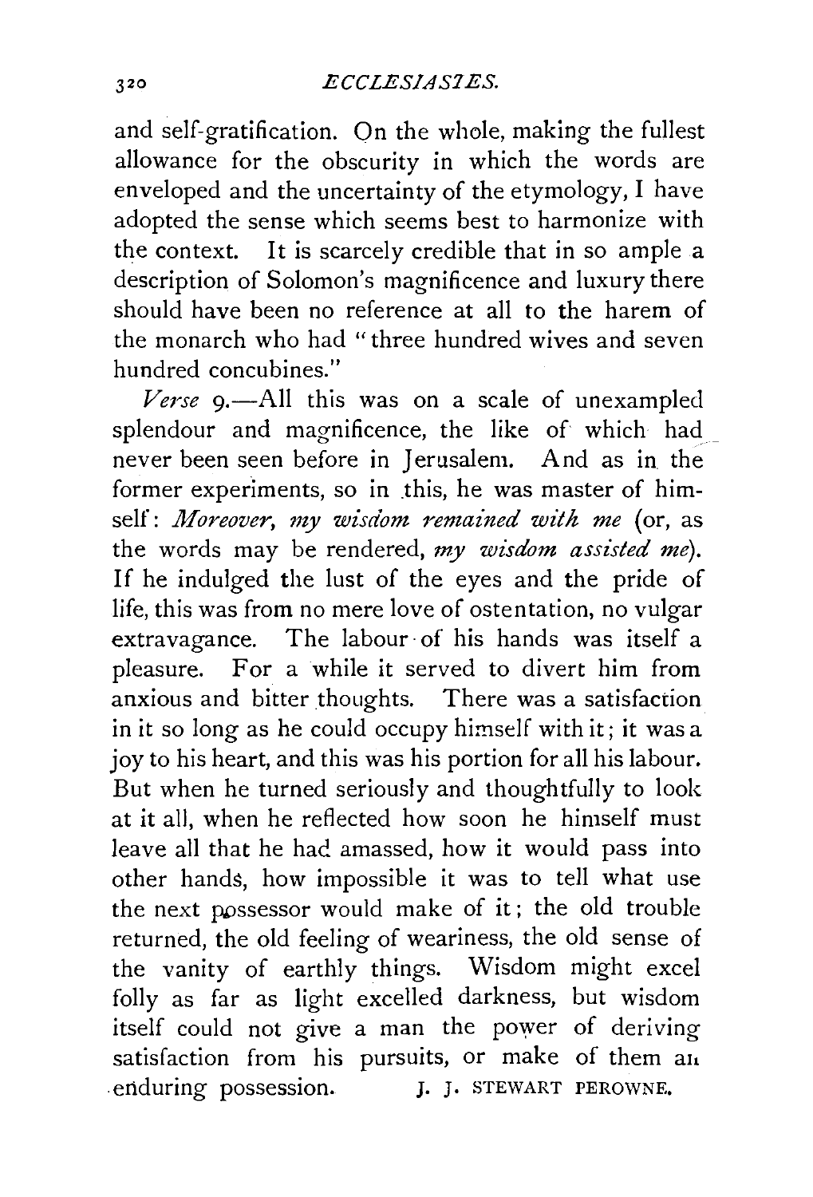and self-gratification. On the whole, making the fullest allowance for the obscurity in which the words are enveloped and the uncertainty of the etymology, I have adopted the sense which seems best to harmonize with the context. It is scarcely credible that in so ample a description of Solomon's magnificence and luxury there should have been no reference at all to the harem of the monarch who had "three hundred wives and seven hundred concubines."

*Verse* 9.—All this was on a scale of unexampled splendour and magnificence, the like of which had never been seen before in Jerusalem. And as in the former experiments, so in this, he was master of himself: *Moreover, my wisdom remained with me* (or, as the words may be rendered, *my wisdom assisted me*). If he indulged the lust of the eyes and the pride of life, this was from no mere love of ostentation, no vulgar extravagance. The labour of his hands was itself a pleasure. For a while it served to divert him from anxious and bitter thoughts. There was a satisfaction in it so long as he could occupy himself with it; it was a joy to his heart, and this was his portion for all his labour. But when he turned seriously and thoughtfully to look at it all, when he reflected how soon he himself must leave all that he had amassed, how it would pass into other hands, how impossible it was to tell what use the next possessor would make of it; the old trouble returned, the old feeling of weariness, the old sense of the vanity of earthly things. Wisdom might excel folly as far as light excelled darkness, but wisdom itself could not give a man the power of deriving satisfaction from his pursuits, or make of them an enduring possession. J. J. STEWART PEROWNE.